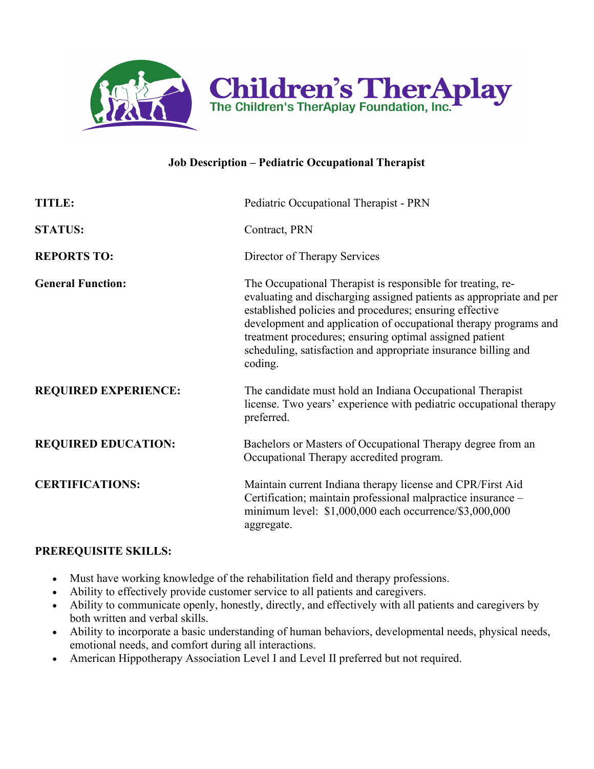# Children's TherAplay

The Children's TherAplay Foundation, Inc.

## Job Description – Pediatric Occupational Therapist

**TITLE:** Pediatric Occupational Therapist - PRN

**STATUS:** Contract, PRN

**REPORTS TO:** Director of Therapy Services

**General Function:** The Occupational Therapist is responsible for treating, re-evaluating and discharging assigned patients as appropriate and per established policies and procedures; ensuring effective development and application of occupational therapy programs and treatment procedures; ensuring optimal assigned patient scheduling, satisfaction and appropriate insurance billing and coding.

**REQUIRED EXPERIENCE:** The candidate must hold an Indiana Occupational Therapist license. Two years' experience with pediatric occupational therapy preferred.

**REQUIRED EDUCATION:** Bachelors or Masters of Occupational Therapy degree from an Occupational Therapy accredited program.

**CERTIFICATIONS:** Maintain current Indiana therapy license and CPR/First Aid Certification; maintain professional malpractice insurance – minimum level: $1,000,000 each occurrence/$3,000,000 aggregate.

**PREREQUISITE SKILLS:**

- Must have working knowledge of the rehabilitation field and therapy professions.
- Ability to effectively provide customer service to all patients and caregivers.
- Ability to communicate openly, honestly, directly, and effectively with all patients and caregivers by both written and verbal skills.
- Ability to incorporate a basic understanding of human behaviors, developmental needs, physical needs, emotional needs, and comfort during all interactions.
- American Hippotherapy Association Level I and Level II preferred but not required.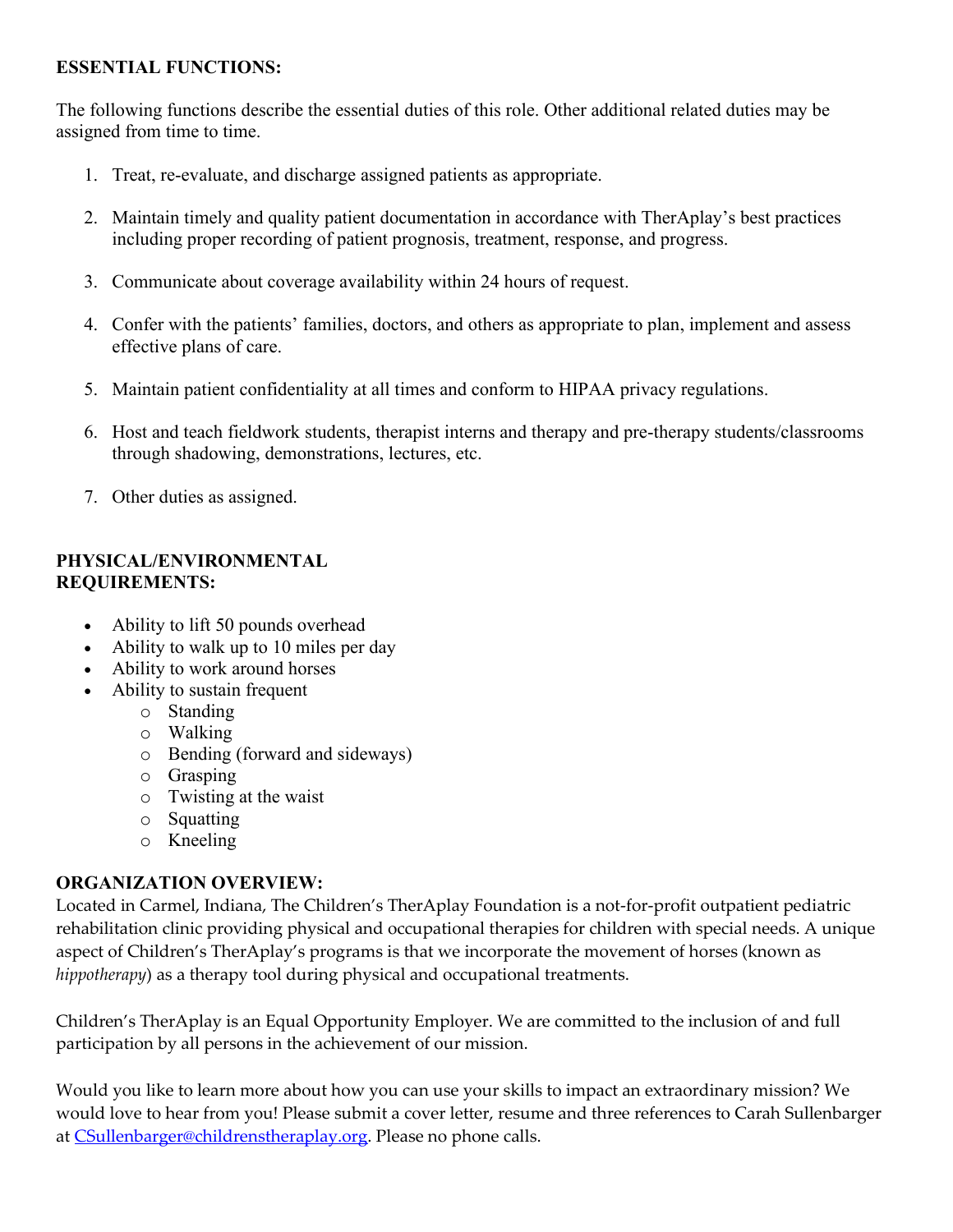**ESSENTIAL FUNCTIONS:**

The following functions describe the essential duties of this role. Other additional related duties may be assigned from time to time.

1. Treat, re-evaluate, and discharge assigned patients as appropriate.

2. Maintain timely and quality patient documentation in accordance with TherAplay's best practices including proper recording of patient prognosis, treatment, response, and progress.

3. Communicate about coverage availability within 24 hours of request.

4. Confer with the patients' families, doctors, and others as appropriate to plan, implement and assess effective plans of care.

5. Maintain patient confidentiality at all times and conform to HIPAA privacy regulations.

6. Host and teach fieldwork students, therapist interns and therapy and pre-therapy students/classrooms through shadowing, demonstrations, lectures, etc.

7. Other duties as assigned.

**PHYSICAL/ENVIRONMENTAL REQUIREMENTS:**

- Ability to lift 50 pounds overhead
- Ability to walk up to 10 miles per day
- Ability to work around horses
- Ability to sustain frequent
  - Standing
  - Walking
  - Bending (forward and sideways)
  - Grasping
  - Twisting at the waist
  - Squatting
  - Kneeling

**ORGANIZATION OVERVIEW:**

Located in Carmel, Indiana, The Children's TherAplay Foundation is a not-for-profit outpatient pediatric rehabilitation clinic providing physical and occupational therapies for children with special needs. A unique aspect of Children's TherAplay's programs is that we incorporate the movement of horses (known as *hippotherapy*) as a therapy tool during physical and occupational treatments.

Children's TherAplay is an Equal Opportunity Employer. We are committed to the inclusion of and full participation by all persons in the achievement of our mission.

Would you like to learn more about how you can use your skills to impact an extraordinary mission? We would love to hear from you! Please submit a cover letter, resume and three references to Carah Sullenbarger at CSullenbarger@childrenstheraplay.org. Please no phone calls.